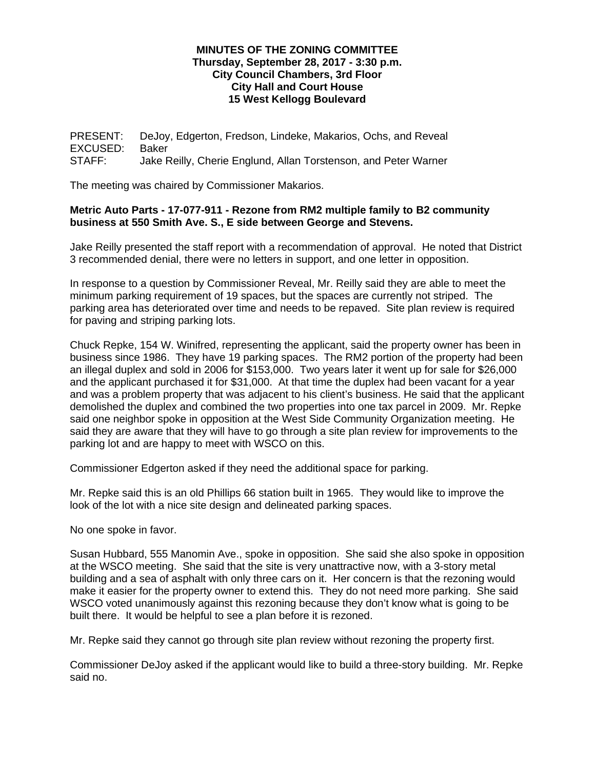**MINUTES OF THE ZONING COMMITTEE**
**Thursday, September 28, 2017 - 3:30 p.m.**
**City Council Chambers, 3rd Floor**
**City Hall and Court House**
**15 West Kellogg Boulevard**

PRESENT: DeJoy, Edgerton, Fredson, Lindeke, Makarios, Ochs, and Reveal
EXCUSED: Baker
STAFF: Jake Reilly, Cherie Englund, Allan Torstenson, and Peter Warner

The meeting was chaired by Commissioner Makarios.

**Metric Auto Parts - 17-077-911 - Rezone from RM2 multiple family to B2 community business at 550 Smith Ave. S., E side between George and Stevens.**

Jake Reilly presented the staff report with a recommendation of approval. He noted that District 3 recommended denial, there were no letters in support, and one letter in opposition.

In response to a question by Commissioner Reveal, Mr. Reilly said they are able to meet the minimum parking requirement of 19 spaces, but the spaces are currently not striped. The parking area has deteriorated over time and needs to be repaved. Site plan review is required for paving and striping parking lots.

Chuck Repke, 154 W. Winifred, representing the applicant, said the property owner has been in business since 1986. They have 19 parking spaces. The RM2 portion of the property had been an illegal duplex and sold in 2006 for $153,000. Two years later it went up for sale for $26,000 and the applicant purchased it for $31,000. At that time the duplex had been vacant for a year and was a problem property that was adjacent to his client's business. He said that the applicant demolished the duplex and combined the two properties into one tax parcel in 2009. Mr. Repke said one neighbor spoke in opposition at the West Side Community Organization meeting. He said they are aware that they will have to go through a site plan review for improvements to the parking lot and are happy to meet with WSCO on this.

Commissioner Edgerton asked if they need the additional space for parking.

Mr. Repke said this is an old Phillips 66 station built in 1965. They would like to improve the look of the lot with a nice site design and delineated parking spaces.

No one spoke in favor.

Susan Hubbard, 555 Manomin Ave., spoke in opposition. She said she also spoke in opposition at the WSCO meeting. She said that the site is very unattractive now, with a 3-story metal building and a sea of asphalt with only three cars on it. Her concern is that the rezoning would make it easier for the property owner to extend this. They do not need more parking. She said WSCO voted unanimously against this rezoning because they don't know what is going to be built there. It would be helpful to see a plan before it is rezoned.

Mr. Repke said they cannot go through site plan review without rezoning the property first.

Commissioner DeJoy asked if the applicant would like to build a three-story building. Mr. Repke said no.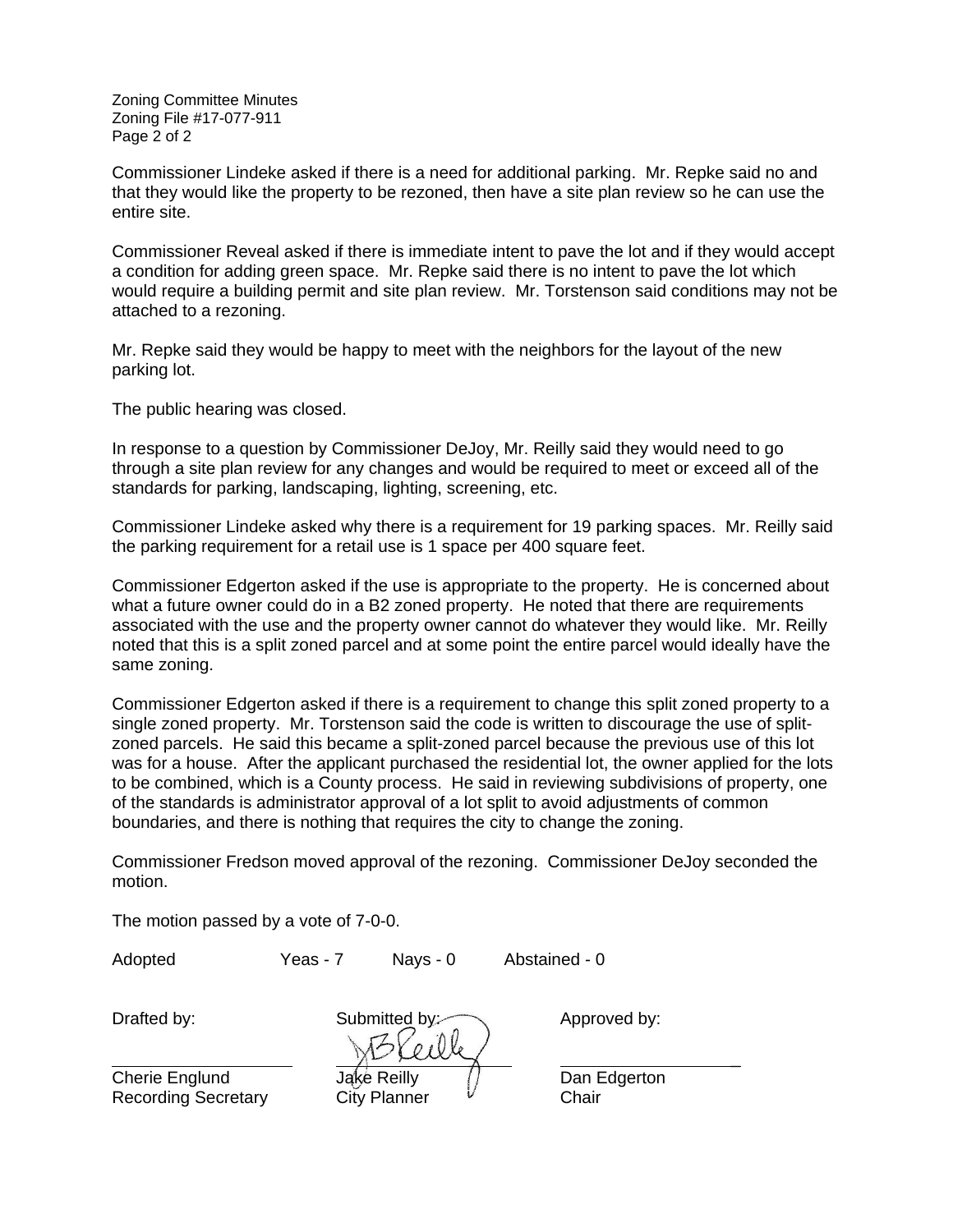Commissioner Lindeke asked if there is a need for additional parking. Mr. Repke said no and that they would like the property to be rezoned, then have a site plan review so he can use the entire site.

Commissioner Reveal asked if there is immediate intent to pave the lot and if they would accept a condition for adding green space. Mr. Repke said there is no intent to pave the lot which would require a building permit and site plan review. Mr. Torstenson said conditions may not be attached to a rezoning.

Mr. Repke said they would be happy to meet with the neighbors for the layout of the new parking lot.

The public hearing was closed.

In response to a question by Commissioner DeJoy, Mr. Reilly said they would need to go through a site plan review for any changes and would be required to meet or exceed all of the standards for parking, landscaping, lighting, screening, etc.

Commissioner Lindeke asked why there is a requirement for 19 parking spaces. Mr. Reilly said the parking requirement for a retail use is 1 space per 400 square feet.

Commissioner Edgerton asked if the use is appropriate to the property. He is concerned about what a future owner could do in a B2 zoned property. He noted that there are requirements associated with the use and the property owner cannot do whatever they would like. Mr. Reilly noted that this is a split zoned parcel and at some point the entire parcel would ideally have the same zoning.

Commissioner Edgerton asked if there is a requirement to change this split zoned property to a single zoned property. Mr. Torstenson said the code is written to discourage the use of split-zoned parcels. He said this became a split-zoned parcel because the previous use of this lot was for a house. After the applicant purchased the residential lot, the owner applied for the lots to be combined, which is a County process. He said in reviewing subdivisions of property, one of the standards is administrator approval of a lot split to avoid adjustments of common boundaries, and there is nothing that requires the city to change the zoning.

Commissioner Fredson moved approval of the rezoning. Commissioner DeJoy seconded the motion.

The motion passed by a vote of 7-0-0.

Adopted Yeas - 7 Nays - 0 Abstained - 0

| Drafted by: | Submitted by: | Approved by: |
|---|---|---|
| Cherie Englund | Jake Reilly | Dan Edgerton |
| Recording Secretary | City Planner | Chair |